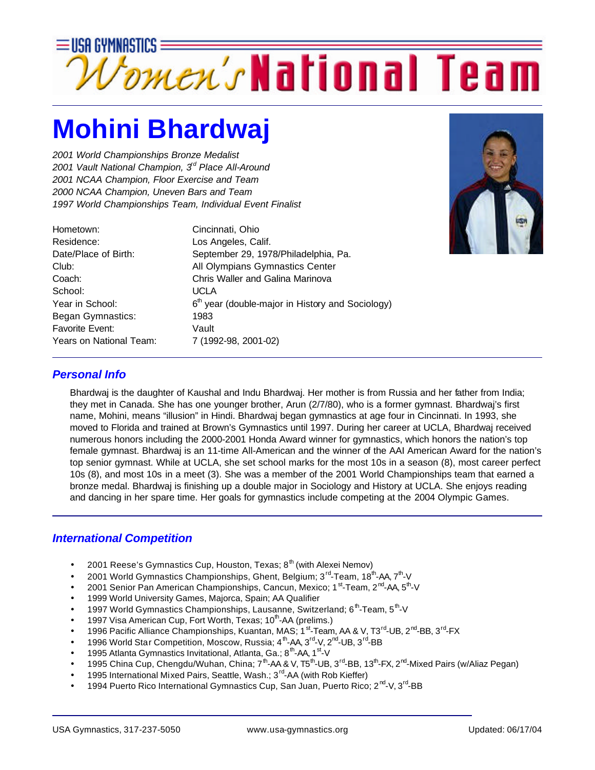# USA GYMNASTICS Women's National Team

# Mohini Bhardwaj

*2001 World Championships Bronze Medalist*
*2001 Vault National Champion, 3rd Place All-Around*
*2001 NCAA Champion, Floor Exercise and Team*
*2000 NCAA Champion, Uneven Bars and Team*
*1997 World Championships Team, Individual Event Finalist*

| | |
|---|---|
| Hometown: | Cincinnati, Ohio |
| Residence: | Los Angeles, Calif. |
| Date/Place of Birth: | September 29, 1978/Philadelphia, Pa. |
| Club: | All Olympians Gymnastics Center |
| Coach: | Chris Waller and Galina Marinova |
| School: | UCLA |
| Year in School: | 6th year (double-major in History and Sociology) |
| Began Gymnastics: | 1983 |
| Favorite Event: | Vault |
| Years on National Team: | 7 (1992-98, 2001-02) |

## *Personal Info*

Bhardwaj is the daughter of Kaushal and Indu Bhardwaj. Her mother is from Russia and her father from India; they met in Canada. She has one younger brother, Arun (2/7/80), who is a former gymnast. Bhardwaj's first name, Mohini, means "illusion" in Hindi. Bhardwaj began gymnastics at age four in Cincinnati. In 1993, she moved to Florida and trained at Brown's Gymnastics until 1997. During her career at UCLA, Bhardwaj received numerous honors including the 2000-2001 Honda Award winner for gymnastics, which honors the nation's top female gymnast. Bhardwaj is an 11-time All-American and the winner of the AAI American Award for the nation's top senior gymnast. While at UCLA, she set school marks for the most 10s in a season (8), most career perfect 10s (8), and most 10s in a meet (3). She was a member of the 2001 World Championships team that earned a bronze medal. Bhardwaj is finishing up a double major in Sociology and History at UCLA. She enjoys reading and dancing in her spare time. Her goals for gymnastics include competing at the 2004 Olympic Games.

## *International Competition*

- 2001 Reese's Gymnastics Cup, Houston, Texas; 8th (with Alexei Nemov)
- 2001 World Gymnastics Championships, Ghent, Belgium; 3rd-Team, 18th-AA, 7th-V
- 2001 Senior Pan American Championships, Cancun, Mexico; 1st-Team, 2nd-AA, 5th-V
- 1999 World University Games, Majorca, Spain; AA Qualifier
- 1997 World Gymnastics Championships, Lausanne, Switzerland; 6th-Team, 5th-V
- 1997 Visa American Cup, Fort Worth, Texas; 10th-AA (prelims.)
- 1996 Pacific Alliance Championships, Kuantan, MAS; 1st-Team, AA & V, T3rd-UB, 2nd-BB, 3rd-FX
- 1996 World Star Competition, Moscow, Russia; 4th-AA, 3rd-V, 2nd-UB, 3rd-BB
- 1995 Atlanta Gymnastics Invitational, Atlanta, Ga.; 8th-AA, 1st-V
- 1995 China Cup, Chengdu/Wuhan, China; 7th-AA & V, T5th-UB, 3rd-BB, 13th-FX, 2nd-Mixed Pairs (w/Aliaz Pegan)
- 1995 International Mixed Pairs, Seattle, Wash.; 3rd-AA (with Rob Kieffer)
- 1994 Puerto Rico International Gymnastics Cup, San Juan, Puerto Rico; 2nd-V, 3rd-BB

USA Gymnastics, 317-237-5050 www.usa-gymnastics.org Updated: 06/17/04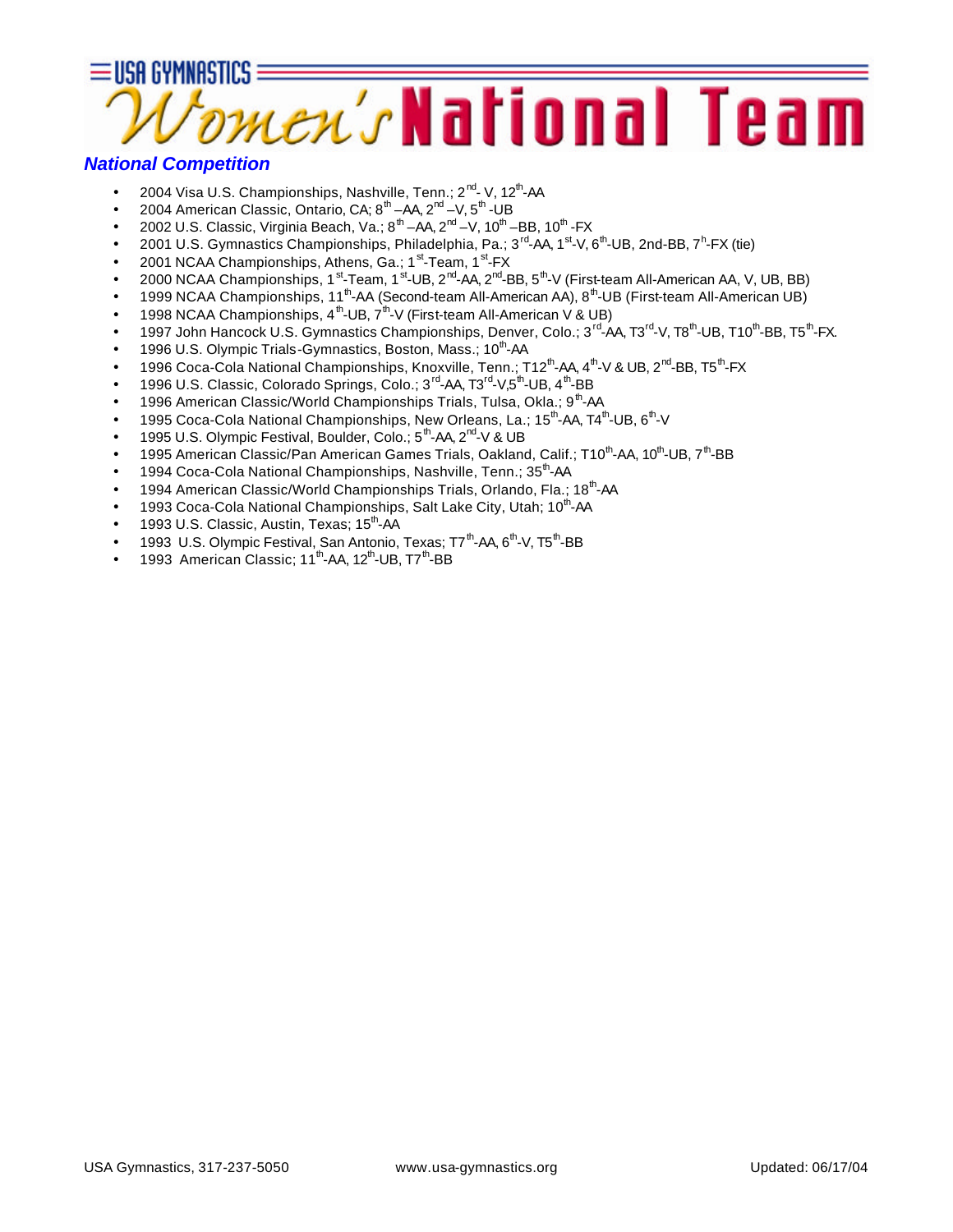## National Competition

- 2004 Visa U.S. Championships, Nashville, Tenn.; 2nd- V, 12th-AA
- 2004 American Classic, Ontario, CA; 8th –AA, 2nd –V, 5th -UB
- 2002 U.S. Classic, Virginia Beach, Va.; 8th –AA, 2nd –V, 10th –BB, 10th -FX
- 2001 U.S. Gymnastics Championships, Philadelphia, Pa.; 3rd-AA, 1st-V, 6th-UB, 2nd-BB, 7h-FX (tie)
- 2001 NCAA Championships, Athens, Ga.; 1st-Team, 1st-FX
- 2000 NCAA Championships, 1st-Team, 1st-UB, 2nd-AA, 2nd-BB, 5th-V (First-team All-American AA, V, UB, BB)
- 1999 NCAA Championships, 11th-AA (Second-team All-American AA), 8th-UB (First-team All-American UB)
- 1998 NCAA Championships, 4th-UB, 7th-V (First-team All-American V & UB)
- 1997 John Hancock U.S. Gymnastics Championships, Denver, Colo.; 3rd-AA, T3rd-V, T8th-UB, T10th-BB, T5th-FX.
- 1996 U.S. Olympic Trials-Gymnastics, Boston, Mass.; 10th-AA
- 1996 Coca-Cola National Championships, Knoxville, Tenn.; T12th-AA, 4th-V & UB, 2nd-BB, T5th-FX
- 1996 U.S. Classic, Colorado Springs, Colo.; 3rd-AA, T3rd-V,5th-UB, 4th-BB
- 1996 American Classic/World Championships Trials, Tulsa, Okla.; 9th-AA
- 1995 Coca-Cola National Championships, New Orleans, La.; 15th-AA, T4th-UB, 6th-V
- 1995 U.S. Olympic Festival, Boulder, Colo.; 5th-AA, 2nd-V & UB
- 1995 American Classic/Pan American Games Trials, Oakland, Calif.; T10th-AA, 10th-UB, 7th-BB
- 1994 Coca-Cola National Championships, Nashville, Tenn.; 35th-AA
- 1994 American Classic/World Championships Trials, Orlando, Fla.; 18th-AA
- 1993 Coca-Cola National Championships, Salt Lake City, Utah; 10th-AA
- 1993 U.S. Classic, Austin, Texas; 15th-AA
- 1993 U.S. Olympic Festival, San Antonio, Texas; T7th-AA, 6th-V, T5th-BB
- 1993 American Classic; 11th-AA, 12th-UB, T7th-BB

USA Gymnastics, 317-237-5050 www.usa-gymnastics.org Updated: 06/17/04